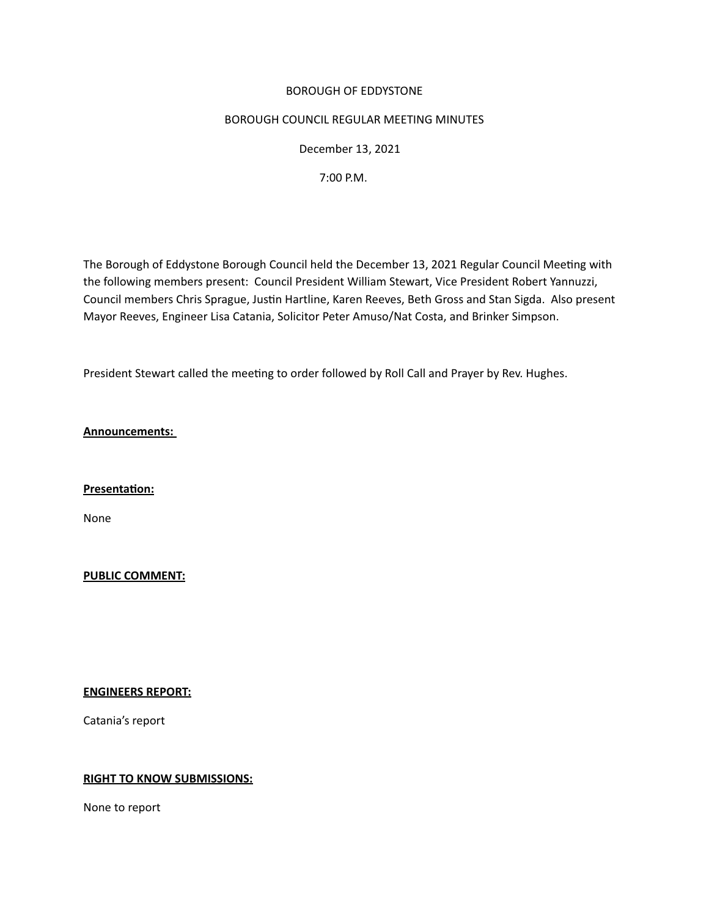BOROUGH OF EDDYSTONE

BOROUGH COUNCIL REGULAR MEETING MINUTES

December 13, 2021

7:00 P.M.

The Borough of Eddystone Borough Council held the December 13, 2021 Regular Council Meeting with the following members present: Council President William Stewart, Vice President Robert Yannuzzi, Council members Chris Sprague, Justin Hartline, Karen Reeves, Beth Gross and Stan Sigda. Also present Mayor Reeves, Engineer Lisa Catania, Solicitor Peter Amuso/Nat Costa, and Brinker Simpson.

President Stewart called the meeting to order followed by Roll Call and Prayer by Rev. Hughes.

**Announcements:**

**Presentation:**

None

**PUBLIC COMMENT:**

**ENGINEERS REPORT:**

Catania's report

**RIGHT TO KNOW SUBMISSIONS:**

None to report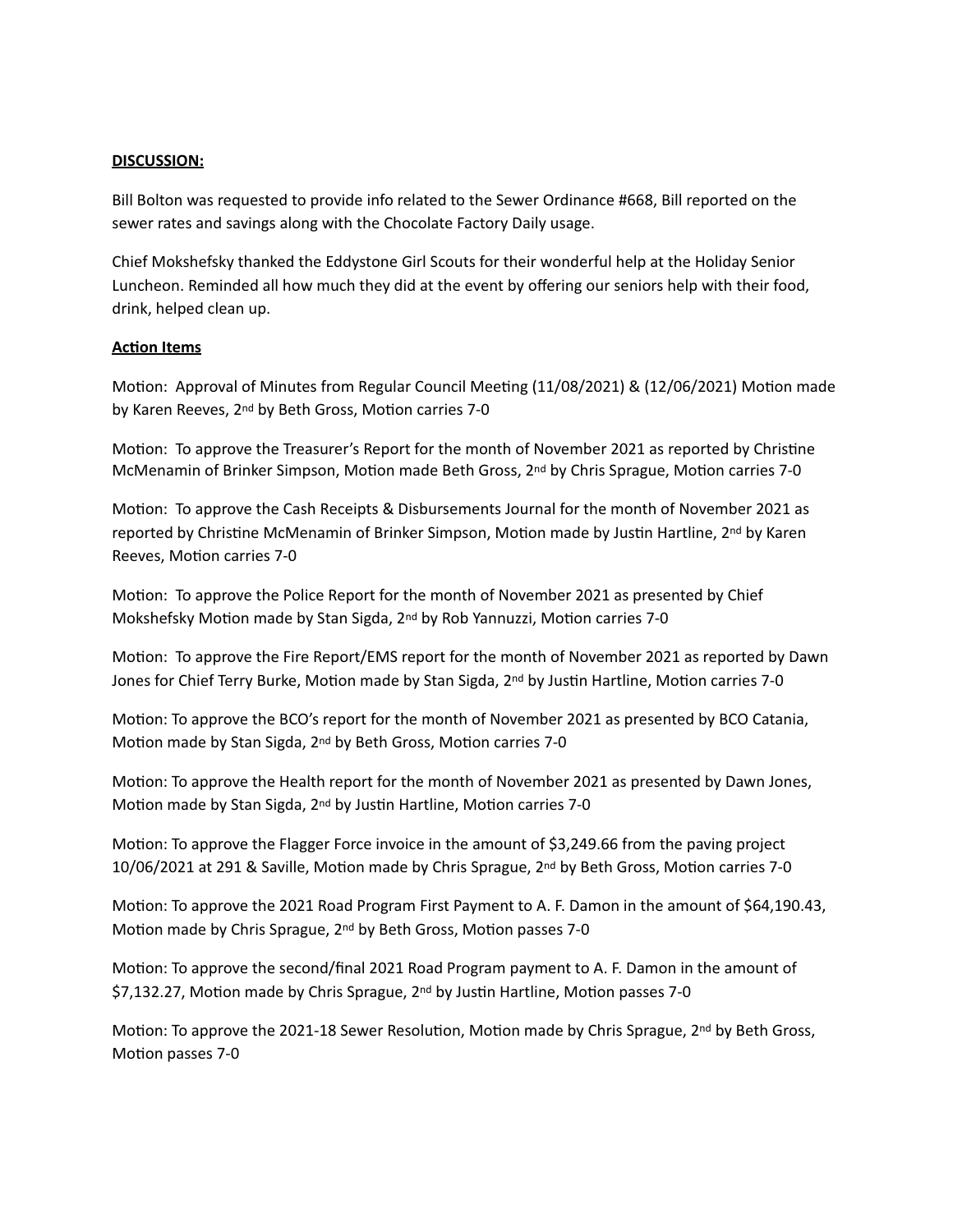**DISCUSSION:**

Bill Bolton was requested to provide info related to the Sewer Ordinance #668, Bill reported on the sewer rates and savings along with the Chocolate Factory Daily usage.

Chief Mokshefsky thanked the Eddystone Girl Scouts for their wonderful help at the Holiday Senior Luncheon. Reminded all how much they did at the event by offering our seniors help with their food, drink, helped clean up.

**Action Items**

Motion: Approval of Minutes from Regular Council Meeting (11/08/2021) & (12/06/2021) Motion made by Karen Reeves, 2nd by Beth Gross, Motion carries 7-0

Motion: To approve the Treasurer's Report for the month of November 2021 as reported by Christine McMenamin of Brinker Simpson, Motion made Beth Gross, 2nd by Chris Sprague, Motion carries 7-0

Motion: To approve the Cash Receipts & Disbursements Journal for the month of November 2021 as reported by Christine McMenamin of Brinker Simpson, Motion made by Justin Hartline, 2nd by Karen Reeves, Motion carries 7-0

Motion: To approve the Police Report for the month of November 2021 as presented by Chief Mokshefsky Motion made by Stan Sigda, 2nd by Rob Yannuzzi, Motion carries 7-0

Motion: To approve the Fire Report/EMS report for the month of November 2021 as reported by Dawn Jones for Chief Terry Burke, Motion made by Stan Sigda, 2nd by Justin Hartline, Motion carries 7-0

Motion: To approve the BCO's report for the month of November 2021 as presented by BCO Catania, Motion made by Stan Sigda, 2nd by Beth Gross, Motion carries 7-0

Motion: To approve the Health report for the month of November 2021 as presented by Dawn Jones, Motion made by Stan Sigda, 2nd by Justin Hartline, Motion carries 7-0

Motion: To approve the Flagger Force invoice in the amount of $3,249.66 from the paving project 10/06/2021 at 291 & Saville, Motion made by Chris Sprague, 2nd by Beth Gross, Motion carries 7-0

Motion: To approve the 2021 Road Program First Payment to A. F. Damon in the amount of $64,190.43, Motion made by Chris Sprague, 2nd by Beth Gross, Motion passes 7-0

Motion: To approve the second/final 2021 Road Program payment to A. F. Damon in the amount of $7,132.27, Motion made by Chris Sprague, 2nd by Justin Hartline, Motion passes 7-0

Motion: To approve the 2021-18 Sewer Resolution, Motion made by Chris Sprague, 2nd by Beth Gross, Motion passes 7-0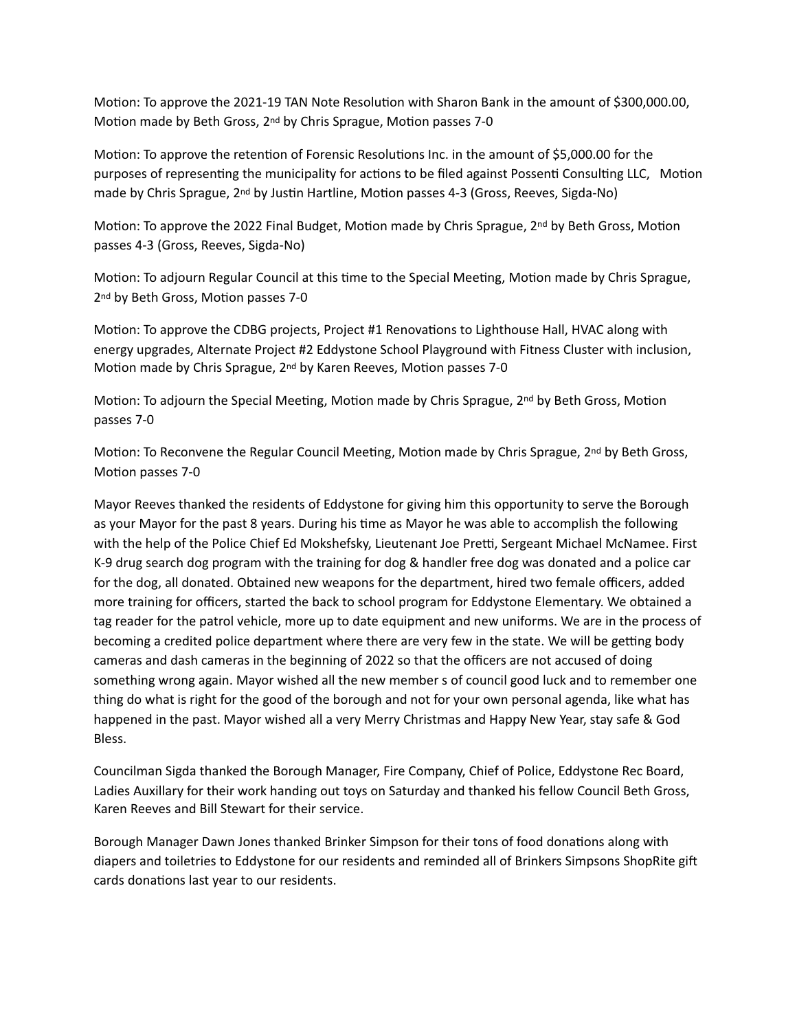Motion: To approve the 2021-19 TAN Note Resolution with Sharon Bank in the amount of $300,000.00, Motion made by Beth Gross, 2nd by Chris Sprague, Motion passes 7-0

Motion: To approve the retention of Forensic Resolutions Inc. in the amount of $5,000.00 for the purposes of representing the municipality for actions to be filed against Possenti Consulting LLC, Motion made by Chris Sprague, 2nd by Justin Hartline, Motion passes 4-3 (Gross, Reeves, Sigda-No)

Motion: To approve the 2022 Final Budget, Motion made by Chris Sprague, 2nd by Beth Gross, Motion passes 4-3 (Gross, Reeves, Sigda-No)

Motion: To adjourn Regular Council at this time to the Special Meeting, Motion made by Chris Sprague, 2nd by Beth Gross, Motion passes 7-0

Motion: To approve the CDBG projects, Project #1 Renovations to Lighthouse Hall, HVAC along with energy upgrades, Alternate Project #2 Eddystone School Playground with Fitness Cluster with inclusion, Motion made by Chris Sprague, 2nd by Karen Reeves, Motion passes 7-0

Motion: To adjourn the Special Meeting, Motion made by Chris Sprague, 2nd by Beth Gross, Motion passes 7-0

Motion: To Reconvene the Regular Council Meeting, Motion made by Chris Sprague, 2nd by Beth Gross, Motion passes 7-0

Mayor Reeves thanked the residents of Eddystone for giving him this opportunity to serve the Borough as your Mayor for the past 8 years. During his time as Mayor he was able to accomplish the following with the help of the Police Chief Ed Mokshefsky, Lieutenant Joe Pretti, Sergeant Michael McNamee. First K-9 drug search dog program with the training for dog & handler free dog was donated and a police car for the dog, all donated. Obtained new weapons for the department, hired two female officers, added more training for officers, started the back to school program for Eddystone Elementary. We obtained a tag reader for the patrol vehicle, more up to date equipment and new uniforms. We are in the process of becoming a credited police department where there are very few in the state. We will be getting body cameras and dash cameras in the beginning of 2022 so that the officers are not accused of doing something wrong again. Mayor wished all the new member s of council good luck and to remember one thing do what is right for the good of the borough and not for your own personal agenda, like what has happened in the past. Mayor wished all a very Merry Christmas and Happy New Year, stay safe & God Bless.

Councilman Sigda thanked the Borough Manager, Fire Company, Chief of Police, Eddystone Rec Board, Ladies Auxillary for their work handing out toys on Saturday and thanked his fellow Council Beth Gross, Karen Reeves and Bill Stewart for their service.

Borough Manager Dawn Jones thanked Brinker Simpson for their tons of food donations along with diapers and toiletries to Eddystone for our residents and reminded all of Brinkers Simpsons ShopRite gift cards donations last year to our residents.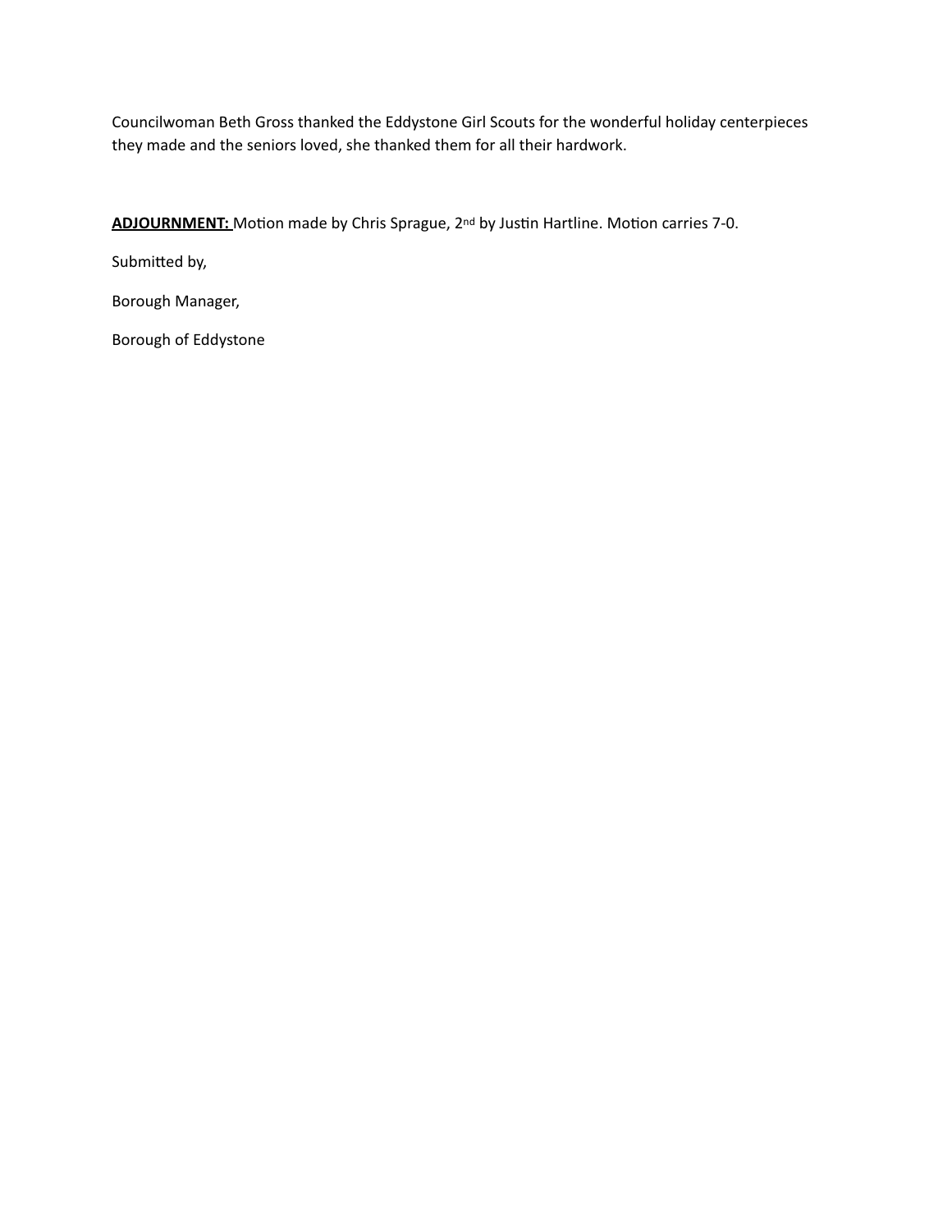Councilwoman Beth Gross thanked the Eddystone Girl Scouts for the wonderful holiday centerpieces they made and the seniors loved, she thanked them for all their hardwork.

**ADJOURNMENT:** Motion made by Chris Sprague, 2nd by Justin Hartline. Motion carries 7-0.

Submitted by,

Borough Manager,

Borough of Eddystone